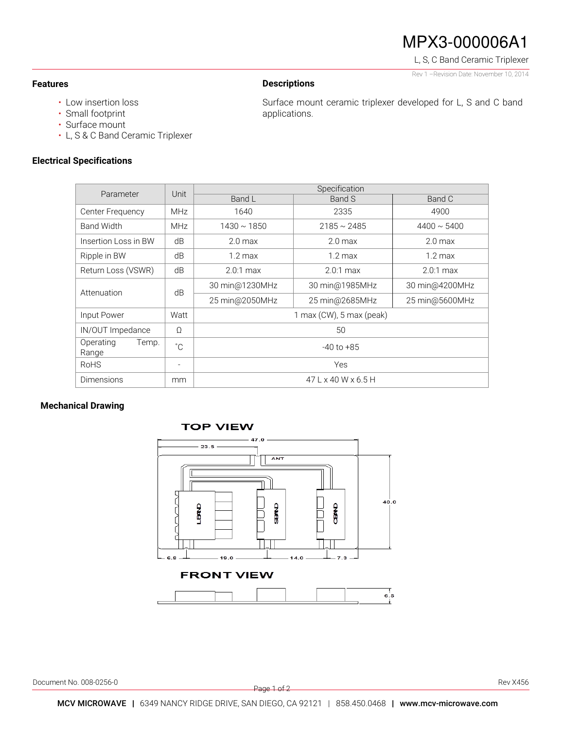# MPX3-000006A1

L, S, C Band Ceramic Triplexer

Rev 1 –Revision Date: November 10, 2014

## Features

- Low insertion loss
- Small footprint
- Surface mount
- L, S & C Band Ceramic Triplexer

## Descriptions

Surface mount ceramic triplexer developed for L, S and C band applications.

## Electrical Specifications

| Parameter | Unit | Specification | | |
|---|---|---|---|---|
| | | Band L | Band S | Band C |
| Center Frequency | MHz | 1640 | 2335 | 4900 |
| Band Width | MHz | 1430 ~ 1850 | 2185 ~ 2485 | 4400 ~ 5400 |
| Insertion Loss in BW | dB | 2.0 max | 2.0 max | 2.0 max |
| Ripple in BW | dB | 1.2 max | 1.2 max | 1.2 max |
| Return Loss (VSWR) | dB | 2.0:1 max | 2.0:1 max | 2.0:1 max |
| Attenuation | dB | 30 min@1230MHz | 30 min@1985MHz | 30 min@4200MHz |
| | | 25 min@2050MHz | 25 min@2685MHz | 25 min@5600MHz |
| Input Power | Watt | 1 max (CW), 5 max (peak) | | |
| IN/OUT Impedance | Ω | 50 | | |
| Operating Temp. Range | ˚C | -40 to +85 | | |
| RoHS | - | Yes | | |
| Dimensions | mm | 47 L x 40 W x 6.5 H | | |

## Mechanical Drawing

TOP VIEW

47.0, 23.5, ANT, LBAND, SBAND, CBAND, 40.0, 6.8, 19.0, 14.0, 7.3

FRONT VIEW

6.5

Document No. 008-0256-0

Rev X456

MCV MICROWAVE | 6349 NANCY RIDGE DRIVE, SAN DIEGO, CA 92121 | 858.450.0468 | www.mcv-microwave.com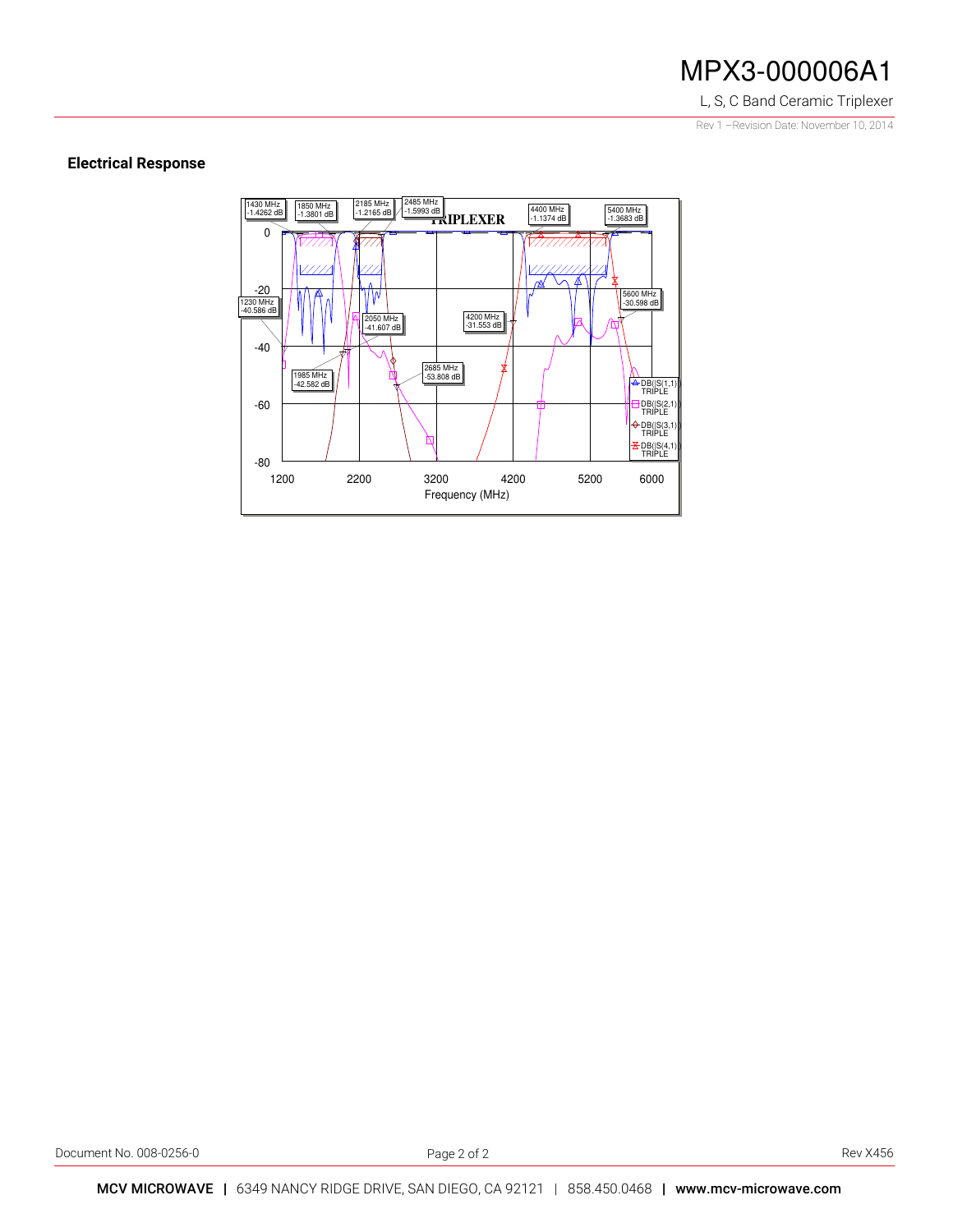## Electrical Response

TRIPLEXER

1430 MHz
-1.4262 dB

1850 MHz
-1.3801 dB

2185 MHz
-1.2165 dB

2485 MHz
-1.5993 dB

4400 MHz
-1.1374 dB

5400 MHz
-1.3683 dB

5600 MHz
-30.598 dB

1230 MHz
-40.586 dB

2050 MHz
-41.607 dB

4200 MHz
-31.553 dB

2685 MHz
-53.808 dB

1985 MHz
-42.582 dB

0

-20

-40

-60

-80

1200 2200 3200 4200 5200 6000

Frequency (MHz)

DB(|S(1,1)|) TRIPLE

DB(|S(2,1)|) TRIPLE

DB(|S(3,1)|) TRIPLE

DB(|S(4,1)|) TRIPLE

Document No. 008-0256-0

Rev X456

**MCV MICROWAVE** | 6349 NANCY RIDGE DRIVE, SAN DIEGO, CA 92121 | 858.450.0468 | **www.mcv-microwave.com**